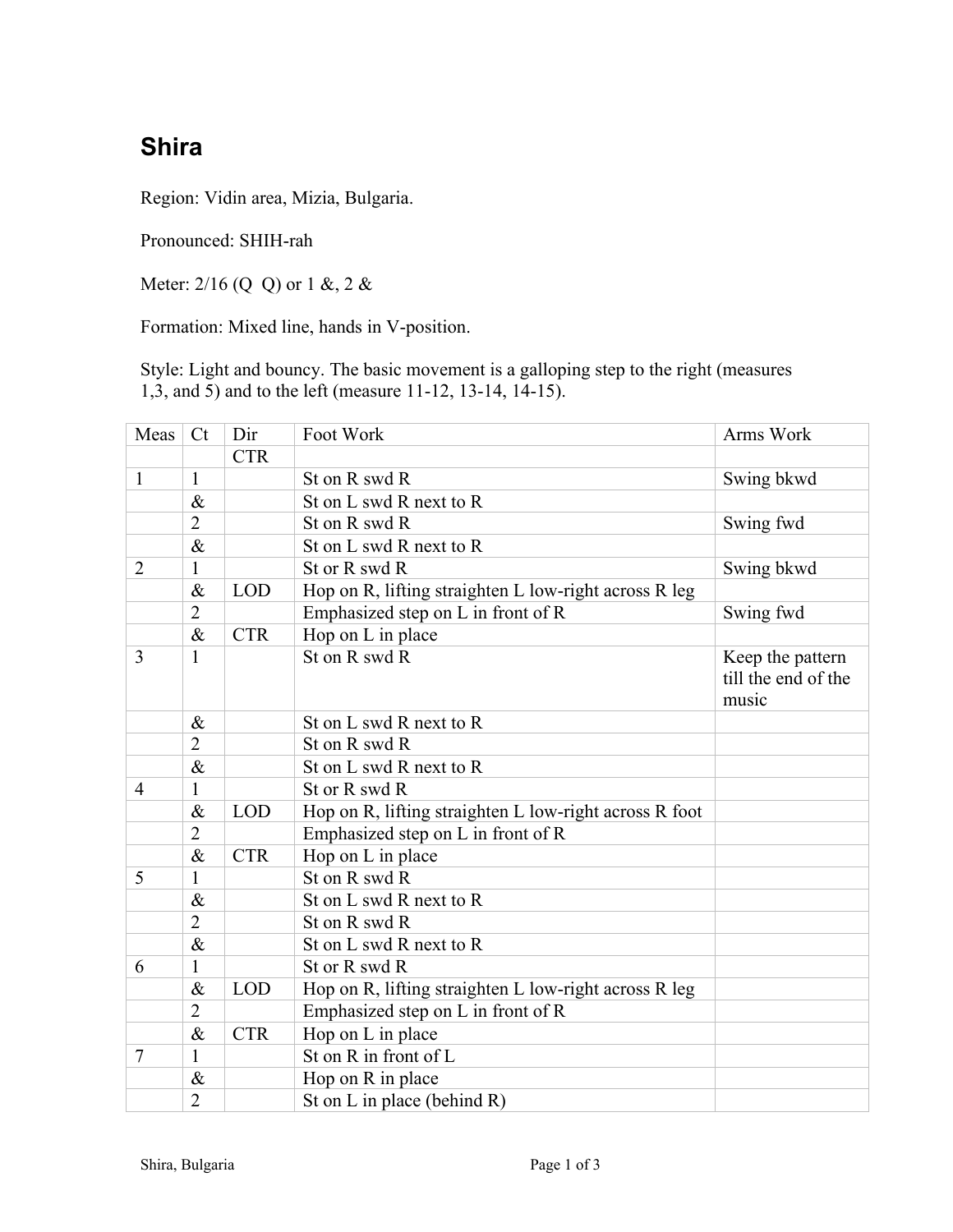# Shira

Region: Vidin area, Mizia, Bulgaria.

Pronounced: SHIH-rah

Meter: 2/16 (Q  Q) or 1 &, 2 &

Formation: Mixed line, hands in V-position.

Style: Light and bouncy. The basic movement is a galloping step to the right (measures 1,3, and 5) and to the left (measure 11-12, 13-14, 14-15).

| Meas | Ct | Dir | Foot Work | Arms Work |
|---|---|---|---|---|
| | | CTR | | |
| 1 | 1 | | St on R swd R | Swing bkwd |
| | & | | St on L swd R next to R | |
| | 2 | | St on R swd R | Swing fwd |
| | & | | St on L swd R next to R | |
| 2 | 1 | | St or R swd R | Swing bkwd |
| | & | LOD | Hop on R, lifting straighten L low-right across R leg | |
| | 2 | | Emphasized step on L in front of R | Swing fwd |
| | & | CTR | Hop on L in place | |
| 3 | 1 | | St on R swd R | Keep the pattern till the end of the music |
| | & | | St on L swd R next to R | |
| | 2 | | St on R swd R | |
| | & | | St on L swd R next to R | |
| 4 | 1 | | St or R swd R | |
| | & | LOD | Hop on R, lifting straighten L low-right across R foot | |
| | 2 | | Emphasized step on L in front of R | |
| | & | CTR | Hop on L in place | |
| 5 | 1 | | St on R swd R | |
| | & | | St on L swd R next to R | |
| | 2 | | St on R swd R | |
| | & | | St on L swd R next to R | |
| 6 | 1 | | St or R swd R | |
| | & | LOD | Hop on R, lifting straighten L low-right across R leg | |
| | 2 | | Emphasized step on L in front of R | |
| | & | CTR | Hop on L in place | |
| 7 | 1 | | St on R in front of L | |
| | & | | Hop on R in place | |
| | 2 | | St on L in place (behind R) | |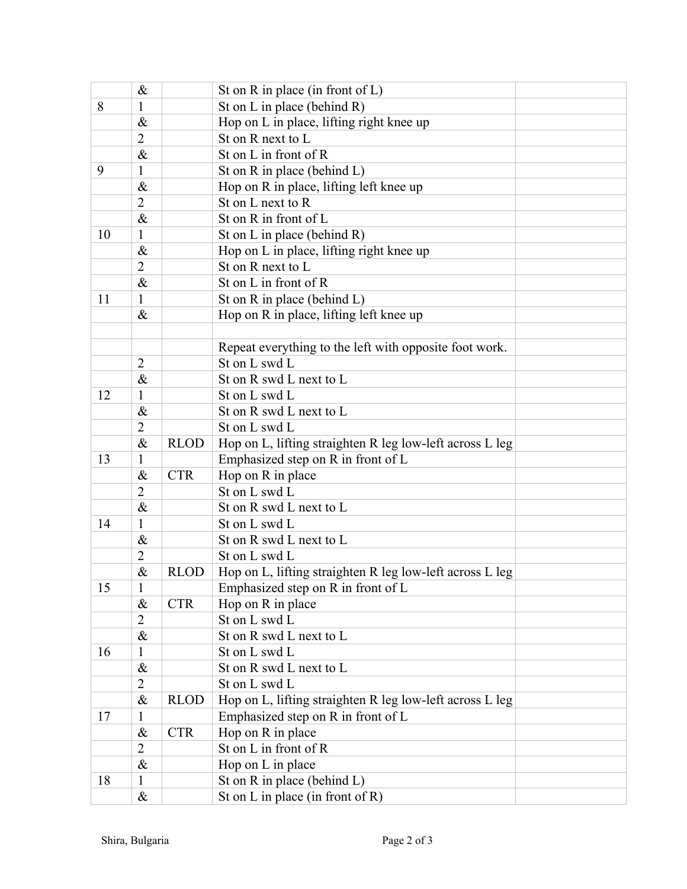| | | | | |
|---|---|---|---|---|
| | & | | St on R in place (in front of L) | |
| 8 | 1 | | St on L in place (behind R) | |
| | & | | Hop on L in place, lifting right knee up | |
| | 2 | | St on R next to L | |
| | & | | St on L in front of R | |
| 9 | 1 | | St on R in place (behind L) | |
| | & | | Hop on R in place, lifting left knee up | |
| | 2 | | St on L next to R | |
| | & | | St on R in front of L | |
| 10 | 1 | | St on L in place (behind R) | |
| | & | | Hop on L in place, lifting right knee up | |
| | 2 | | St on R next to L | |
| | & | | St on L in front of R | |
| 11 | 1 | | St on R in place (behind L) | |
| | & | | Hop on R in place, lifting left knee up | |
| | | | | |
| | | | Repeat everything to the left with opposite foot work. | |
| | 2 | | St on L swd L | |
| | & | | St on R swd L next to L | |
| 12 | 1 | | St on L swd L | |
| | & | | St on R swd L next to L | |
| | 2 | | St on L swd L | |
| | & | RLOD | Hop on L, lifting straighten R leg low-left across L leg | |
| 13 | 1 | | Emphasized step on R in front of L | |
| | & | CTR | Hop on R in place | |
| | 2 | | St on L swd L | |
| | & | | St on R swd L next to L | |
| 14 | 1 | | St on L swd L | |
| | & | | St on R swd L next to L | |
| | 2 | | St on L swd L | |
| | & | RLOD | Hop on L, lifting straighten R leg low-left across L leg | |
| 15 | 1 | | Emphasized step on R in front of L | |
| | & | CTR | Hop on R in place | |
| | 2 | | St on L swd L | |
| | & | | St on R swd L next to L | |
| 16 | 1 | | St on L swd L | |
| | & | | St on R swd L next to L | |
| | 2 | | St on L swd L | |
| | & | RLOD | Hop on L, lifting straighten R leg low-left across L leg | |
| 17 | 1 | | Emphasized step on R in front of L | |
| | & | CTR | Hop on R in place | |
| | 2 | | St on L in front of R | |
| | & | | Hop on L in place | |
| 18 | 1 | | St on R in place (behind L) | |
| | & | | St on L in place (in front of R) | |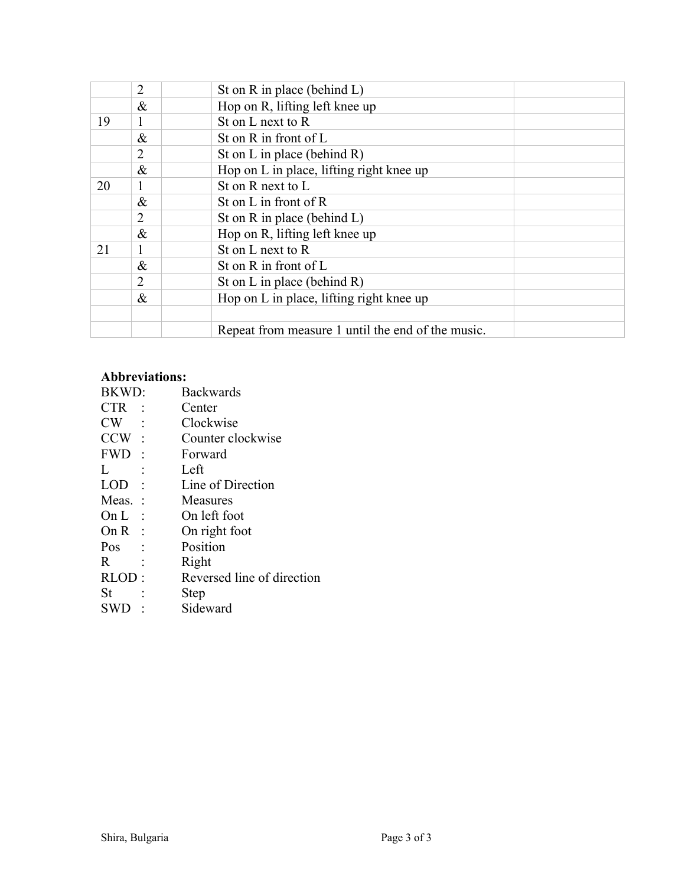| | | | | |
|---|---|---|---|---|
| | 2 | | St on R in place (behind L) | |
| | & | | Hop on R, lifting left knee up | |
| 19 | 1 | | St on L next to R | |
| | & | | St on R in front of L | |
| | 2 | | St on L in place (behind R) | |
| | & | | Hop on L in place, lifting right knee up | |
| 20 | 1 | | St on R next to L | |
| | & | | St on L in front of R | |
| | 2 | | St on R in place (behind L) | |
| | & | | Hop on R, lifting left knee up | |
| 21 | 1 | | St on L next to R | |
| | & | | St on R in front of L | |
| | 2 | | St on L in place (behind R) | |
| | & | | Hop on L in place, lifting right knee up | |
| | | | | |
| | | | Repeat from measure 1 until the end of the music. | |

**Abbreviations:**

BKWD: Backwards
CTR : Center
CW : Clockwise
CCW : Counter clockwise
FWD : Forward
L : Left
LOD : Line of Direction
Meas. : Measures
On L : On left foot
On R : On right foot
Pos : Position
R : Right
RLOD : Reversed line of direction
St : Step
SWD : Sideward